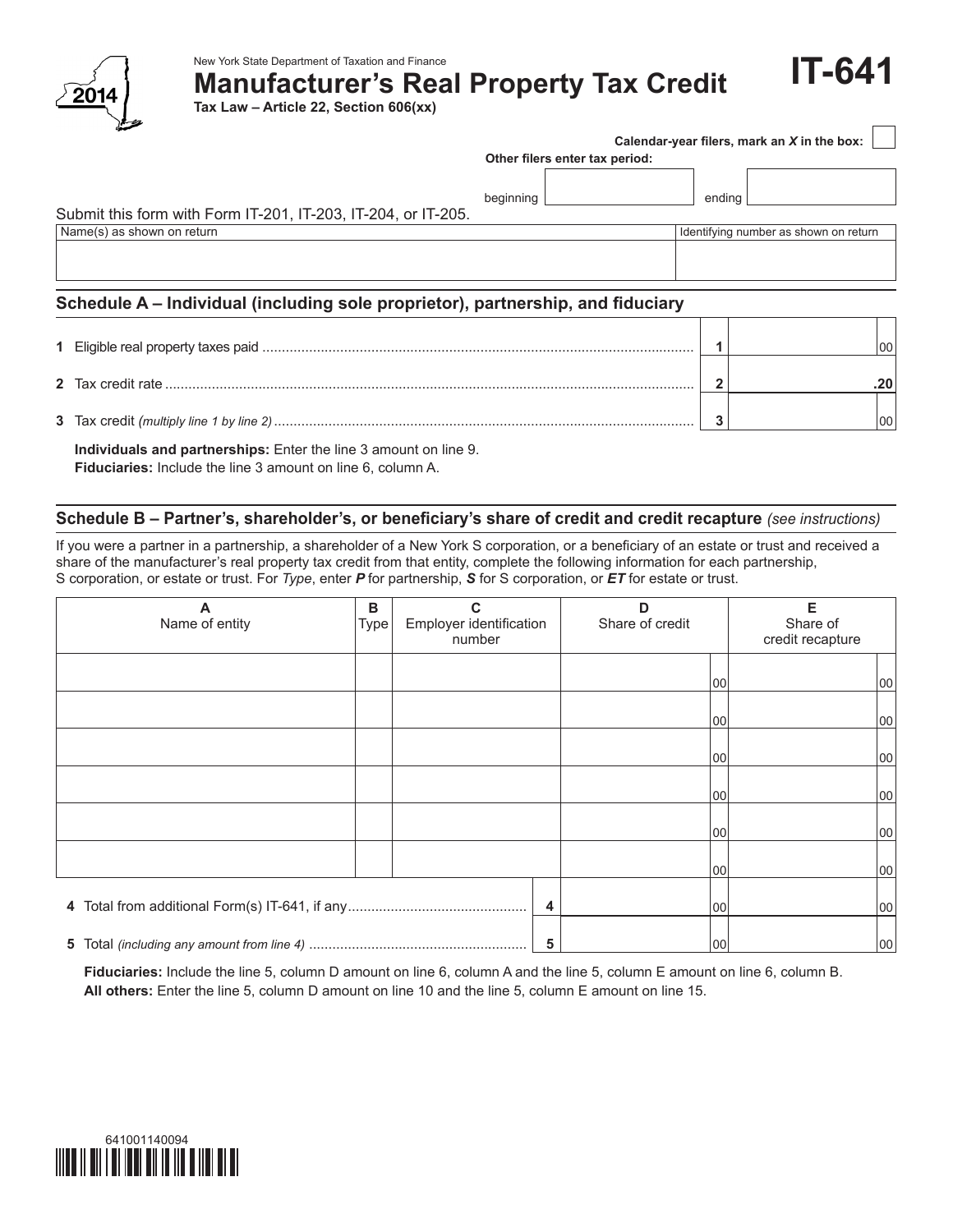New York State Department of Taxation and Finance

# Manufacturer's Real Property Tax Credit

**IT-641**

**Tax Law – Article 22, Section 606(xx)**

2014

**Calendar-year filers, mark an *X* in the box:** ☐

**Other filers enter tax period:**

beginning ________ ending ________

Submit this form with Form IT-201, IT-203, IT-204, or IT-205.

| Name(s) as shown on return | Identifying number as shown on return |
|---|---|
| | |

## Schedule A – Individual (including sole proprietor), partnership, and fiduciary

| | | | |
|---|---|---|---|
| **1** | Eligible real property taxes paid | **1** | 00 |
| **2** | Tax credit rate | **2** | **.20** |
| **3** | Tax credit *(multiply line 1 by line 2)* | **3** | 00 |

**Individuals and partnerships:** Enter the line 3 amount on line 9.
**Fiduciaries:** Include the line 3 amount on line 6, column A.

## Schedule B – Partner's, shareholder's, or beneficiary's share of credit and credit recapture *(see instructions)*

If you were a partner in a partnership, a shareholder of a New York S corporation, or a beneficiary of an estate or trust and received a share of the manufacturer's real property tax credit from that entity, complete the following information for each partnership, S corporation, or estate or trust. For *Type*, enter ***P*** for partnership, ***S*** for S corporation, or ***ET*** for estate or trust.

| A<br>Name of entity | B<br>Type | C<br>Employer identification number | D<br>Share of credit | E<br>Share of credit recapture |
|---|---|---|---|---|
| | | | 00 | 00 |
| | | | 00 | 00 |
| | | | 00 | 00 |
| | | | 00 | 00 |
| | | | 00 | 00 |
| | | | 00 | 00 |
| **4** Total from additional Form(s) IT-641, if any | | **4** | 00 | 00 |
| **5** Total *(including any amount from line 4)* | | **5** | 00 | 00 |

**Fiduciaries:** Include the line 5, column D amount on line 6, column A and the line 5, column E amount on line 6, column B.
**All others:** Enter the line 5, column D amount on line 10 and the line 5, column E amount on line 15.

641001140094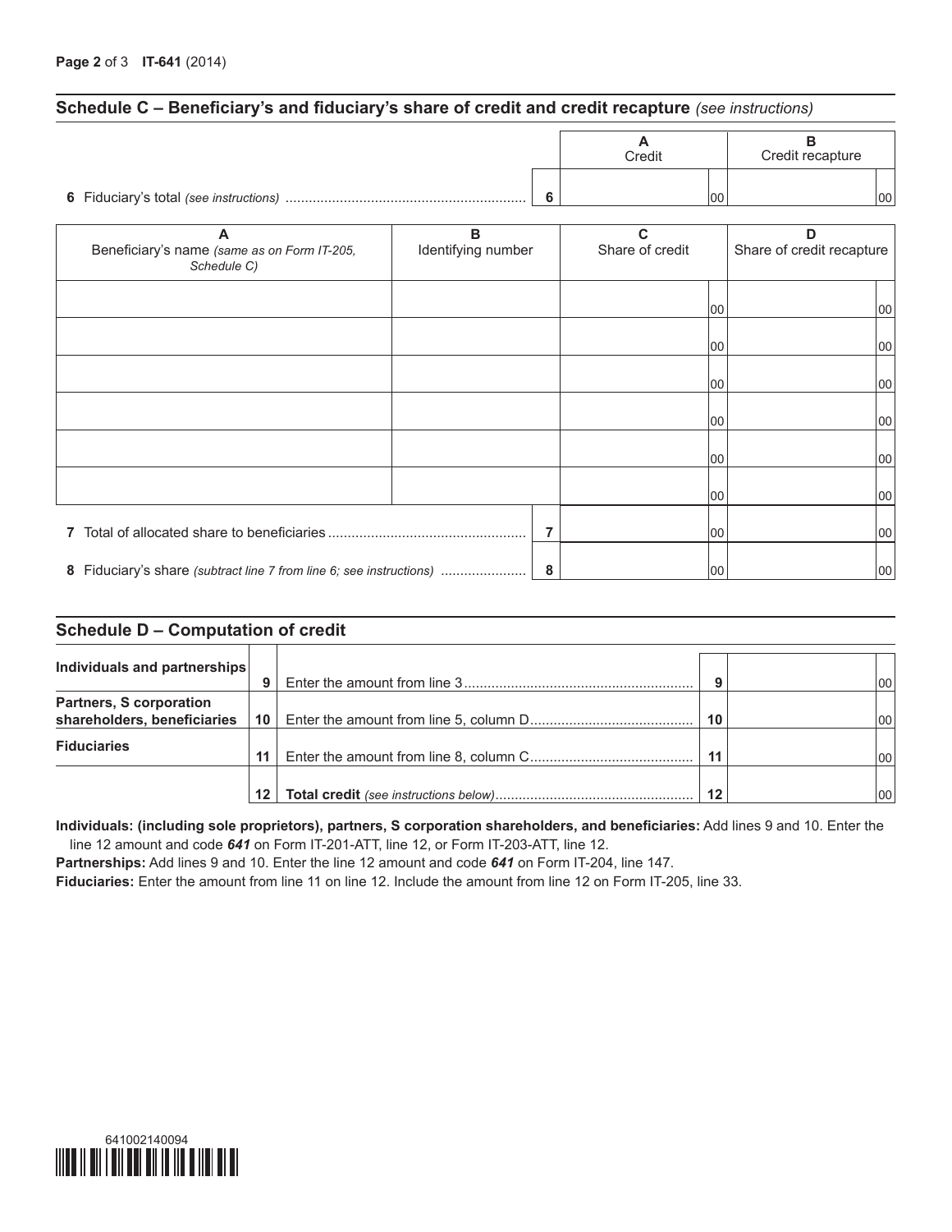## Schedule C – Beneficiary's and fiduciary's share of credit and credit recapture *(see instructions)*

| | | A Credit | B Credit recapture |
|---|---|---|---|
| **6** Fiduciary's total *(see instructions)* | 6 | 00 | 00 |

| A Beneficiary's name *(same as on Form IT-205, Schedule C)* | B Identifying number | C Share of credit | D Share of credit recapture |
|---|---|---|---|
| | | 00 | 00 |
| | | 00 | 00 |
| | | 00 | 00 |
| | | 00 | 00 |
| | | 00 | 00 |
| | | 00 | 00 |
| **7** Total of allocated share to beneficiaries | 7 | 00 | 00 |
| **8** Fiduciary's share *(subtract line 7 from line 6; see instructions)* | 8 | 00 | 00 |

## Schedule D – Computation of credit

| | | | | |
|---|---|---|---|---|
| **Individuals and partnerships** | 9 | Enter the amount from line 3 | 9 | 00 |
| **Partners, S corporation shareholders, beneficiaries** | 10 | Enter the amount from line 5, column D | 10 | 00 |
| **Fiduciaries** | 11 | Enter the amount from line 8, column C | 11 | 00 |
| | 12 | **Total credit** *(see instructions below)* | 12 | 00 |

**Individuals: (including sole proprietors), partners, S corporation shareholders, and beneficiaries:** Add lines 9 and 10. Enter the line 12 amount and code ***641*** on Form IT-201-ATT, line 12, or Form IT-203-ATT, line 12.

**Partnerships:** Add lines 9 and 10. Enter the line 12 amount and code ***641*** on Form IT-204, line 147.

**Fiduciaries:** Enter the amount from line 11 on line 12. Include the amount from line 12 on Form IT-205, line 33.

641002140094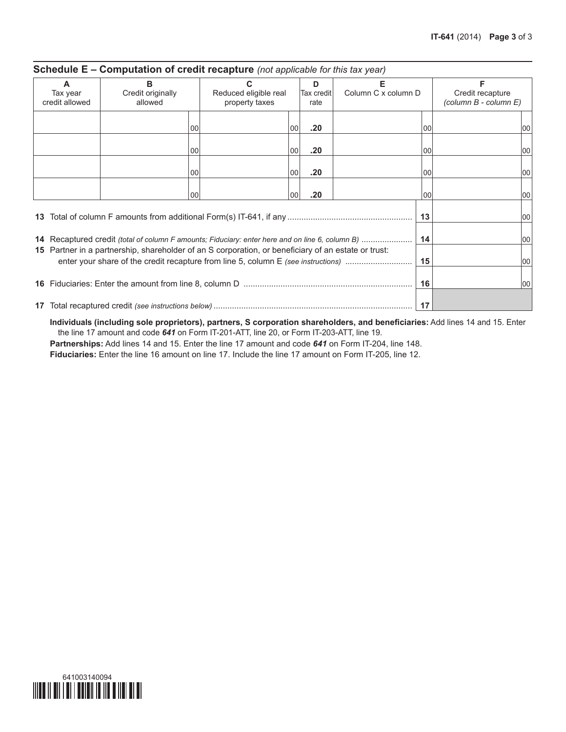## Schedule E – Computation of credit recapture *(not applicable for this tax year)*

| A<br>Tax year credit allowed | B<br>Credit originally allowed | C<br>Reduced eligible real property taxes | D<br>Tax credit rate | E<br>Column C x column D | F<br>Credit recapture *(column B - column E)* |
|---|---|---|---|---|---|
| | 00 | 00 | .20 | 00 | 00 |
| | 00 | 00 | .20 | 00 | 00 |
| | 00 | 00 | .20 | 00 | 00 |
| | 00 | 00 | .20 | 00 | 00 |

| | | |
|---|---|---|
| **13** Total of column F amounts from additional Form(s) IT-641, if any | 13 | 00 |
| **14** Recaptured credit *(total of column F amounts; Fiduciary: enter here and on line 6, column B)* | 14 | 00 |
| **15** Partner in a partnership, shareholder of an S corporation, or beneficiary of an estate or trust: enter your share of the credit recapture from line 5, column E *(see instructions)* | 15 | 00 |
| **16** Fiduciaries: Enter the amount from line 8, column D | 16 | 00 |
| **17** Total recaptured credit *(see instructions below)* | 17 | |

**Individuals (including sole proprietors), partners, S corporation shareholders, and beneficiaries:** Add lines 14 and 15. Enter the line 17 amount and code ***641*** on Form IT-201-ATT, line 20, or Form IT-203-ATT, line 19.

**Partnerships:** Add lines 14 and 15. Enter the line 17 amount and code ***641*** on Form IT-204, line 148.

**Fiduciaries:** Enter the line 16 amount on line 17. Include the line 17 amount on Form IT-205, line 12.

641003140094